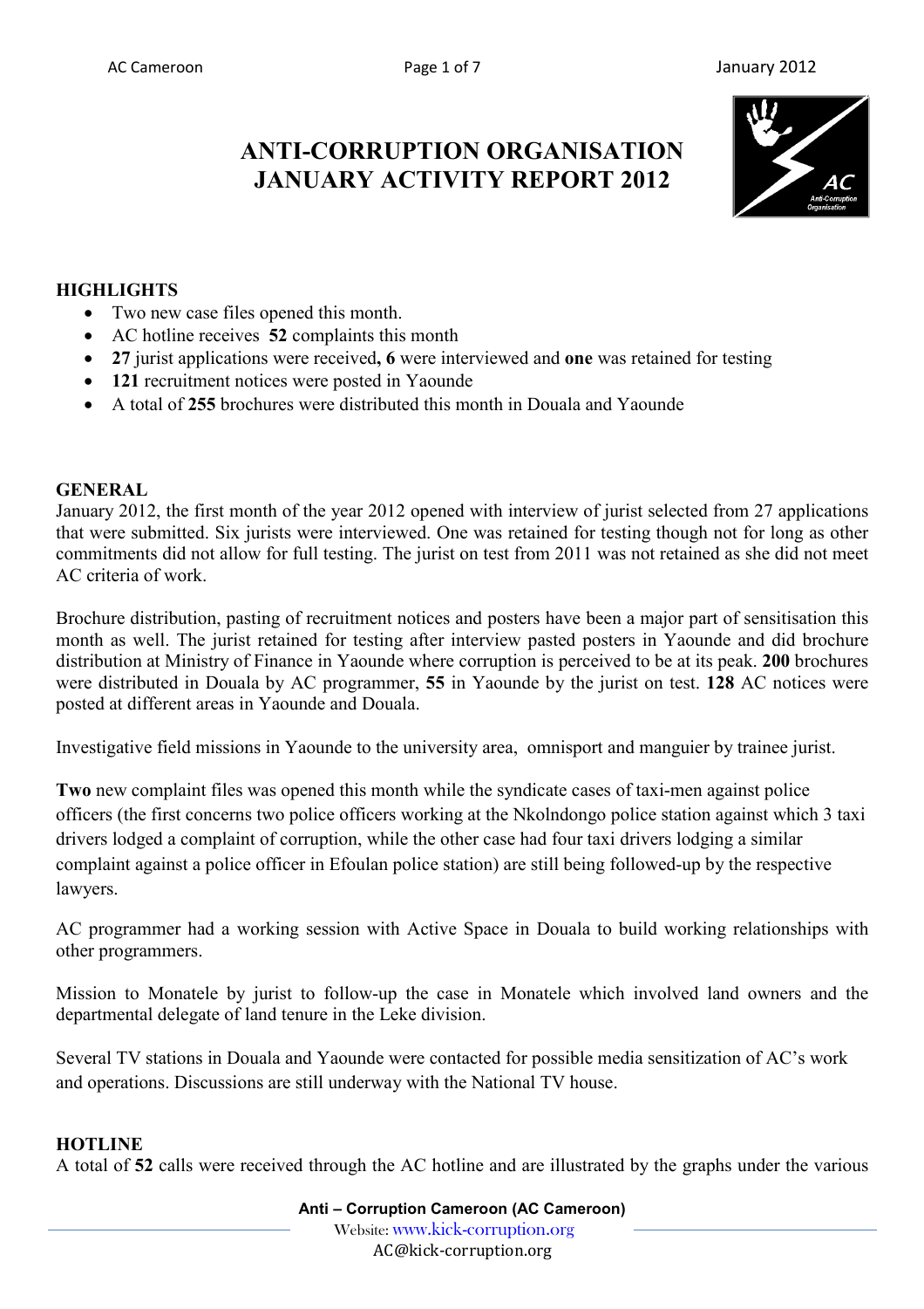# ANTI-CORRUPTION ORGANISATION JANUARY ACTIVITY REPORT 2012

## HIGHLIGHTS

- Two new case files opened this month.
- AC hotline receives **52** complaints this month
- **27** jurist applications were received**, 6** were interviewed and **one** was retained for testing
- **121** recruitment notices were posted in Yaounde
- A total of **255** brochures were distributed this month in Douala and Yaounde

## GENERAL

January 2012, the first month of the year 2012 opened with interview of jurist selected from 27 applications that were submitted. Six jurists were interviewed. One was retained for testing though not for long as other commitments did not allow for full testing. The jurist on test from 2011 was not retained as she did not meet AC criteria of work.

Brochure distribution, pasting of recruitment notices and posters have been a major part of sensitisation this month as well. The jurist retained for testing after interview pasted posters in Yaounde and did brochure distribution at Ministry of Finance in Yaounde where corruption is perceived to be at its peak. **200** brochures were distributed in Douala by AC programmer, **55** in Yaounde by the jurist on test. **128** AC notices were posted at different areas in Yaounde and Douala.

Investigative field missions in Yaounde to the university area, omnisport and manguier by trainee jurist.

**Two** new complaint files was opened this month while the syndicate cases of taxi-men against police officers (the first concerns two police officers working at the Nkolndongo police station against which 3 taxi drivers lodged a complaint of corruption, while the other case had four taxi drivers lodging a similar complaint against a police officer in Efoulan police station) are still being followed-up by the respective lawyers.

AC programmer had a working session with Active Space in Douala to build working relationships with other programmers.

Mission to Monatele by jurist to follow-up the case in Monatele which involved land owners and the departmental delegate of land tenure in the Leke division.

Several TV stations in Douala and Yaounde were contacted for possible media sensitization of AC's work and operations. Discussions are still underway with the National TV house.

## HOTLINE

A total of **52** calls were received through the AC hotline and are illustrated by the graphs under the various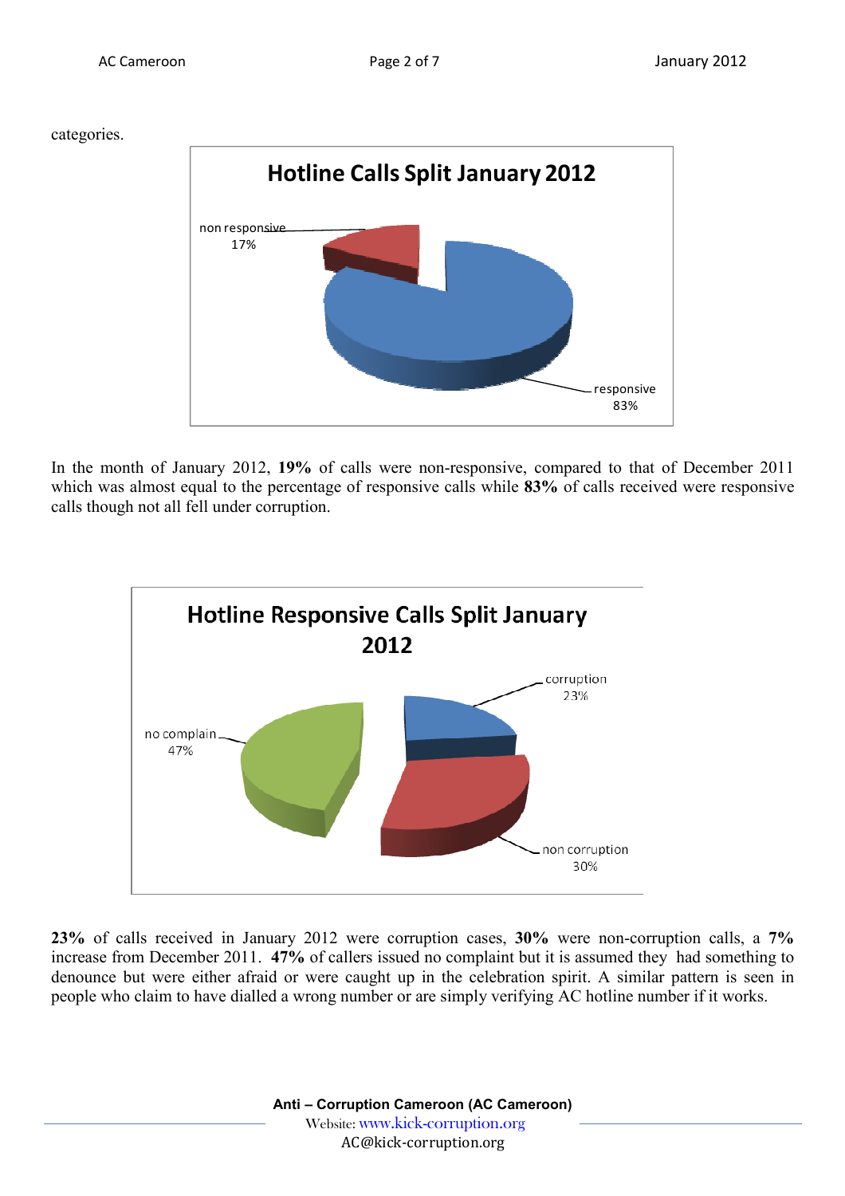categories.

**Hotline Calls Split January 2012**

non responsive 17%

responsive 83%

In the month of January 2012, **19%** of calls were non-responsive, compared to that of December 2011 which was almost equal to the percentage of responsive calls while **83%** of calls received were responsive calls though not all fell under corruption.

**Hotline Responsive Calls Split January 2012**

corruption 23%

no complain 47%

non corruption 30%

**23%** of calls received in January 2012 were corruption cases, **30%** were non-corruption calls, a **7%** increase from December 2011. **47%** of callers issued no complaint but it is assumed they had something to denounce but were either afraid or were caught up in the celebration spirit. A similar pattern is seen in people who claim to have dialled a wrong number or are simply verifying AC hotline number if it works.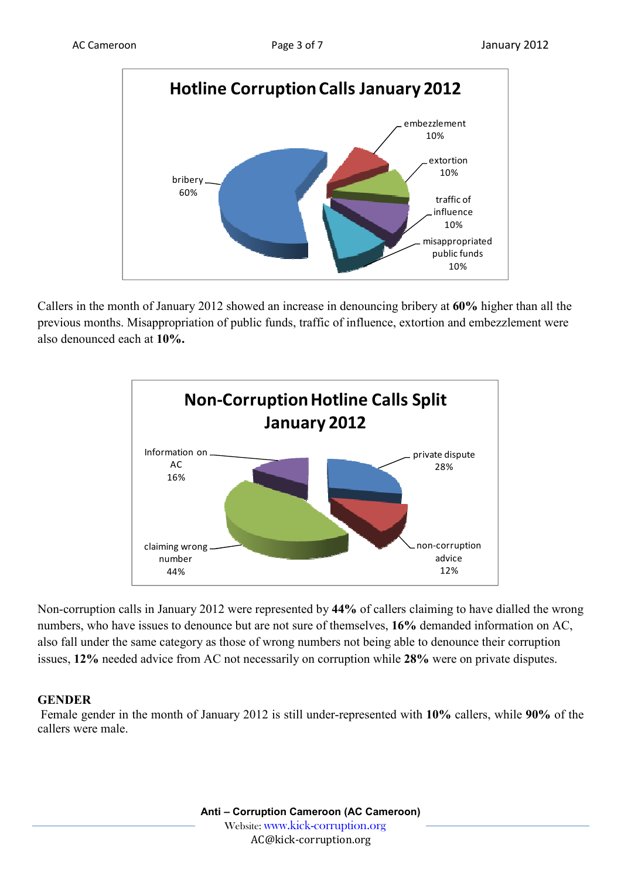**Hotline Corruption Calls January 2012**

| Category | Percentage |
|---|---|
| bribery | 60% |
| embezzlement | 10% |
| extortion | 10% |
| traffic of influence | 10% |
| misappropriated public funds | 10% |

Callers in the month of January 2012 showed an increase in denouncing bribery at **60%** higher than all the previous months. Misappropriation of public funds, traffic of influence, extortion and embezzlement were also denounced each at **10%.**

**Non-Corruption Hotline Calls Split January 2012**

| Category | Percentage |
|---|---|
| Information on AC | 16% |
| private dispute | 28% |
| non-corruption advice | 12% |
| claiming wrong number | 44% |

Non-corruption calls in January 2012 were represented by **44%** of callers claiming to have dialled the wrong numbers, who have issues to denounce but are not sure of themselves, **16%** demanded information on AC, also fall under the same category as those of wrong numbers not being able to denounce their corruption issues, **12%** needed advice from AC not necessarily on corruption while **28%** were on private disputes.

**GENDER**

Female gender in the month of January 2012 is still under-represented with **10%** callers, while **90%** of the callers were male.

**Anti – Corruption Cameroon (AC Cameroon)**
Website: www.kick-corruption.org
AC@kick-corruption.org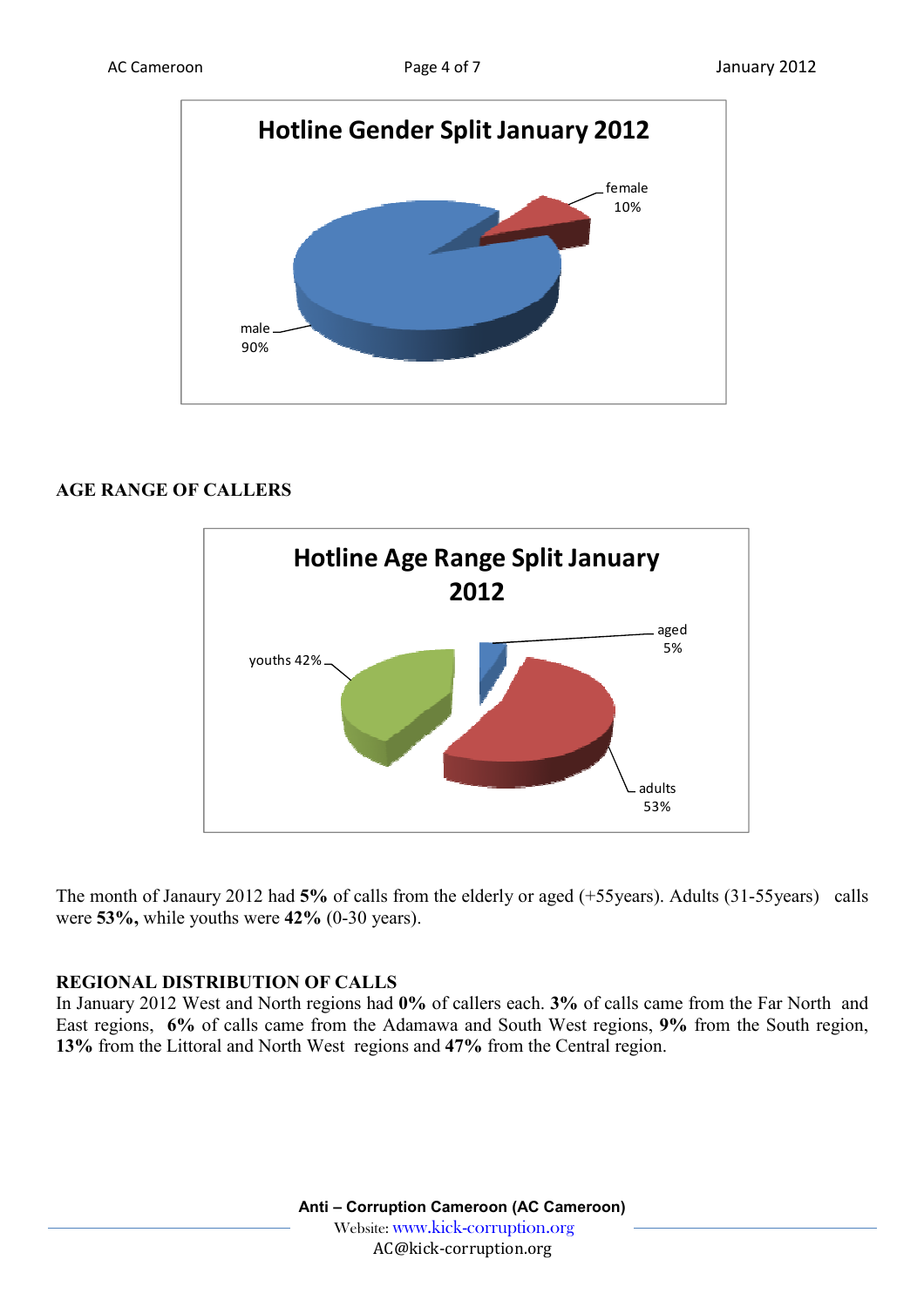**Hotline Gender Split January 2012**

male 90%

female 10%

## AGE RANGE OF CALLERS

**Hotline Age Range Split January 2012**

youths 42%

aged 5%

adults 53%

The month of Janaury 2012 had **5%** of calls from the elderly or aged (+55years). Adults (31-55years) calls were **53%,** while youths were **42%** (0-30 years).

## REGIONAL DISTRIBUTION OF CALLS

In January 2012 West and North regions had **0%** of callers each. **3%** of calls came from the Far North and East regions, **6%** of calls came from the Adamawa and South West regions, **9%** from the South region, **13%** from the Littoral and North West regions and **47%** from the Central region.

**Anti – Corruption Cameroon (AC Cameroon)**
Website: www.kick-corruption.org
AC@kick-corruption.org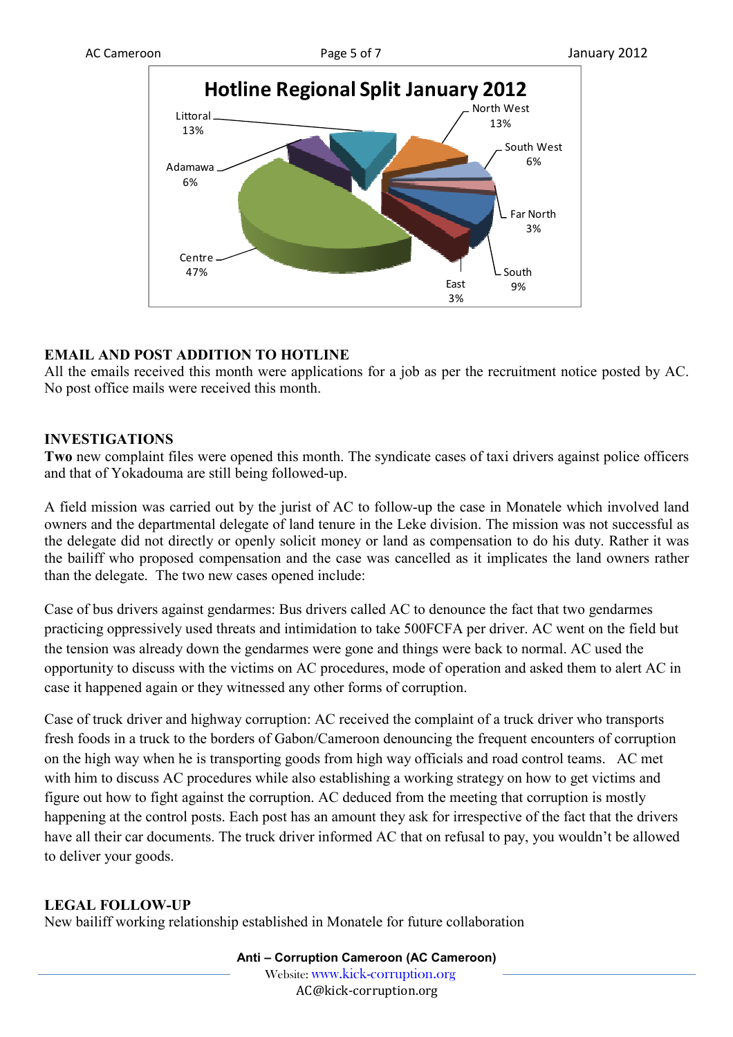**Hotline Regional Split January 2012**

| Region | Share |
|---|---|
| Littoral | 13% |
| North West | 13% |
| South West | 6% |
| Far North | 3% |
| South | 9% |
| East | 3% |
| Centre | 47% |
| Adamawa | 6% |

## EMAIL AND POST ADDITION TO HOTLINE

All the emails received this month were applications for a job as per the recruitment notice posted by AC. No post office mails were received this month.

## INVESTIGATIONS

**Two** new complaint files were opened this month. The syndicate cases of taxi drivers against police officers and that of Yokadouma are still being followed-up.

A field mission was carried out by the jurist of AC to follow-up the case in Monatele which involved land owners and the departmental delegate of land tenure in the Leke division. The mission was not successful as the delegate did not directly or openly solicit money or land as compensation to do his duty. Rather it was the bailiff who proposed compensation and the case was cancelled as it implicates the land owners rather than the delegate. The two new cases opened include:

Case of bus drivers against gendarmes: Bus drivers called AC to denounce the fact that two gendarmes practicing oppressively used threats and intimidation to take 500FCFA per driver. AC went on the field but the tension was already down the gendarmes were gone and things were back to normal. AC used the opportunity to discuss with the victims on AC procedures, mode of operation and asked them to alert AC in case it happened again or they witnessed any other forms of corruption.

Case of truck driver and highway corruption: AC received the complaint of a truck driver who transports fresh foods in a truck to the borders of Gabon/Cameroon denouncing the frequent encounters of corruption on the high way when he is transporting goods from high way officials and road control teams. AC met with him to discuss AC procedures while also establishing a working strategy on how to get victims and figure out how to fight against the corruption. AC deduced from the meeting that corruption is mostly happening at the control posts. Each post has an amount they ask for irrespective of the fact that the drivers have all their car documents. The truck driver informed AC that on refusal to pay, you wouldn't be allowed to deliver your goods.

## LEGAL FOLLOW-UP

New bailiff working relationship established in Monatele for future collaboration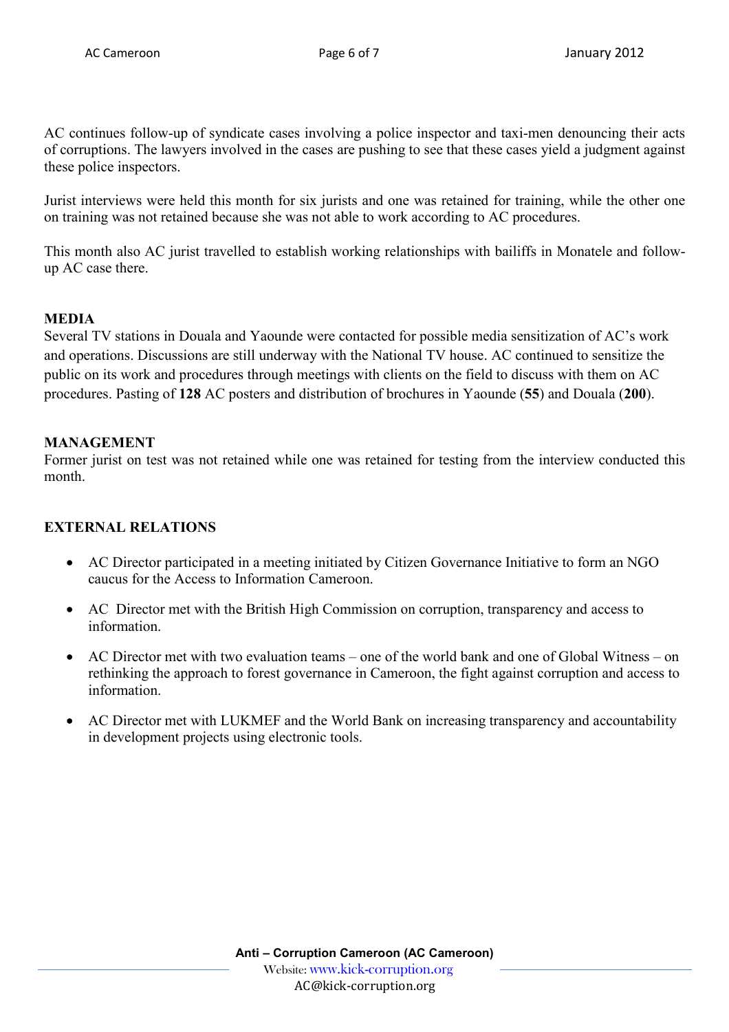AC continues follow-up of syndicate cases involving a police inspector and taxi-men denouncing their acts of corruptions. The lawyers involved in the cases are pushing to see that these cases yield a judgment against these police inspectors.

Jurist interviews were held this month for six jurists and one was retained for training, while the other one on training was not retained because she was not able to work according to AC procedures.

This month also AC jurist travelled to establish working relationships with bailiffs in Monatele and follow-up AC case there.

**MEDIA**

Several TV stations in Douala and Yaounde were contacted for possible media sensitization of AC's work and operations. Discussions are still underway with the National TV house. AC continued to sensitize the public on its work and procedures through meetings with clients on the field to discuss with them on AC procedures. Pasting of **128** AC posters and distribution of brochures in Yaounde (**55**) and Douala (**200**).

**MANAGEMENT**

Former jurist on test was not retained while one was retained for testing from the interview conducted this month.

**EXTERNAL RELATIONS**

- AC Director participated in a meeting initiated by Citizen Governance Initiative to form an NGO caucus for the Access to Information Cameroon.
- AC Director met with the British High Commission on corruption, transparency and access to information.
- AC Director met with two evaluation teams – one of the world bank and one of Global Witness – on rethinking the approach to forest governance in Cameroon, the fight against corruption and access to information.
- AC Director met with LUKMEF and the World Bank on increasing transparency and accountability in development projects using electronic tools.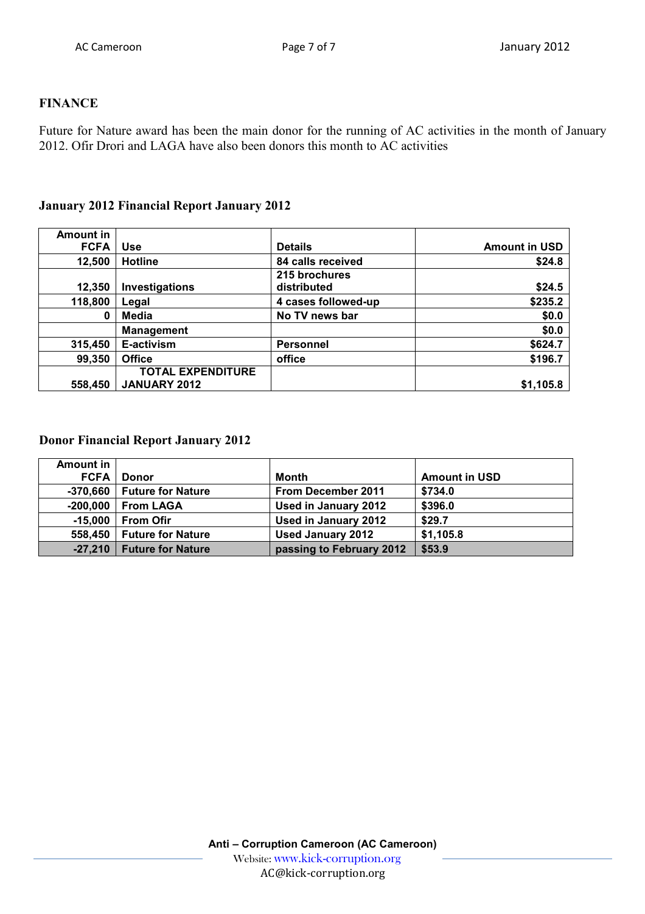# FINANCE

Future for Nature award has been the main donor for the running of AC activities in the month of January 2012. Ofir Drori and LAGA have also been donors this month to AC activities

## January 2012 Financial Report January 2012

| Amount in FCFA | Use | Details | Amount in USD |
|---:|---|---|---:|
| 12,500 | Hotline | 84 calls received | $24.8 |
| 12,350 | Investigations | 215 brochures distributed | $24.5 |
| 118,800 | Legal | 4 cases followed-up | $235.2 |
| 0 | Media | No TV news bar | $0.0 |
| | Management | | $0.0 |
| 315,450 | E-activism | Personnel | $624.7 |
| 99,350 | Office | office | $196.7 |
| 558,450 | TOTAL EXPENDITURE JANUARY 2012 | | $1,105.8 |

## Donor Financial Report January 2012

| Amount in FCFA | Donor | Month | Amount in USD |
|---:|---|---|---|
| -370,660 | Future for Nature | From December 2011 | $734.0 |
| -200,000 | From LAGA | Used in January 2012 | $396.0 |
| -15,000 | From Ofir | Used in January 2012 | $29.7 |
| 558,450 | Future for Nature | Used January 2012 | $1,105.8 |
| -27,210 | Future for Nature | passing to February 2012 | $53.9 |

**Anti – Corruption Cameroon (AC Cameroon)**
Website: www.kick-corruption.org
AC@kick-corruption.org